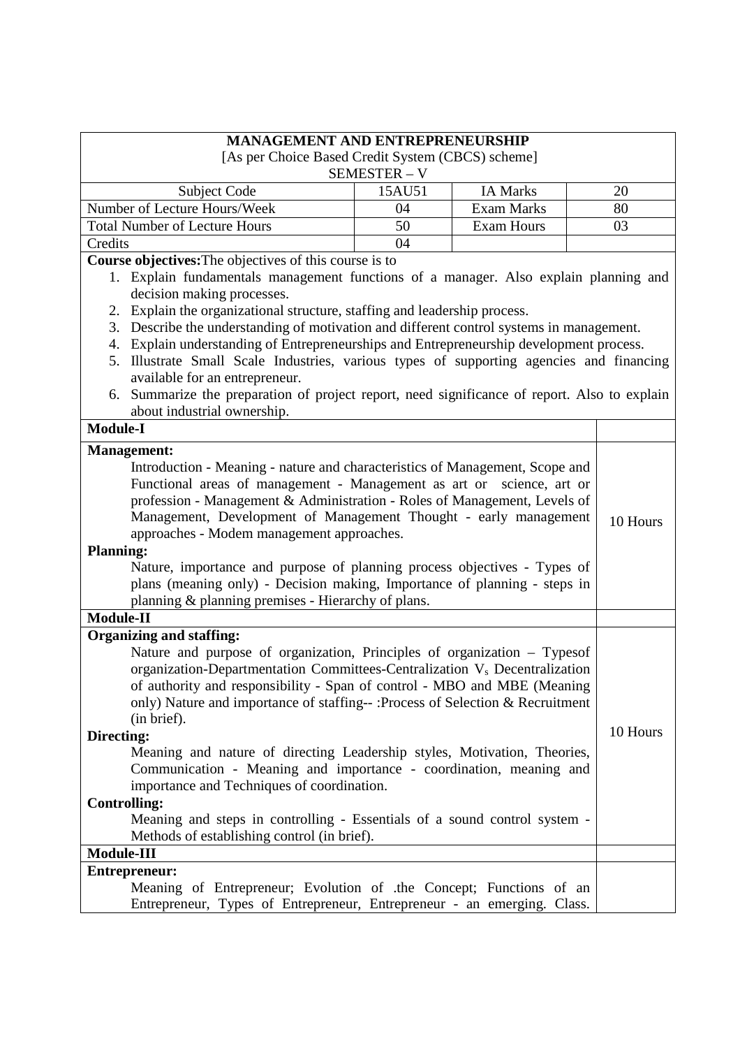# MANAGEMENT AND ENTREPRENEURSHIP

[As per Choice Based Credit System (CBCS) scheme]

SEMESTER – V

| Subject Code | 15AU51 | IA Marks | 20 |
|---|---|---|---|
| Number of Lecture Hours/Week | 04 | Exam Marks | 80 |
| Total Number of Lecture Hours | 50 | Exam Hours | 03 |
| Credits | 04 | | |

**Course objectives:** The objectives of this course is to

1. Explain fundamentals management functions of a manager. Also explain planning and decision making processes.
2. Explain the organizational structure, staffing and leadership process.
3. Describe the understanding of motivation and different control systems in management.
4. Explain understanding of Entrepreneurships and Entrepreneurship development process.
5. Illustrate Small Scale Industries, various types of supporting agencies and financing available for an entrepreneur.
6. Summarize the preparation of project report, need significance of report. Also to explain about industrial ownership.

## Module-I

**Management:**

Introduction - Meaning - nature and characteristics of Management, Scope and Functional areas of management - Management as art or science, art or profession - Management & Administration - Roles of Management, Levels of Management, Development of Management Thought - early management approaches - Modem management approaches.

**Planning:**

Nature, importance and purpose of planning process objectives - Types of plans (meaning only) - Decision making, Importance of planning - steps in planning & planning premises - Hierarchy of plans.

10 Hours

## Module-II

**Organizing and staffing:**

Nature and purpose of organization, Principles of organization – Typesof organization-Departmentation Committees-Centralization $V_s$ Decentralization of authority and responsibility - Span of control - MBO and MBE (Meaning only) Nature and importance of staffing-- :Process of Selection & Recruitment (in brief).

**Directing:**

Meaning and nature of directing Leadership styles, Motivation, Theories, Communication - Meaning and importance - coordination, meaning and importance and Techniques of coordination.

**Controlling:**

Meaning and steps in controlling - Essentials of a sound control system - Methods of establishing control (in brief).

10 Hours

## Module-III

**Entrepreneur:**

Meaning of Entrepreneur; Evolution of .the Concept; Functions of an Entrepreneur, Types of Entrepreneur, Entrepreneur - an emerging. Class.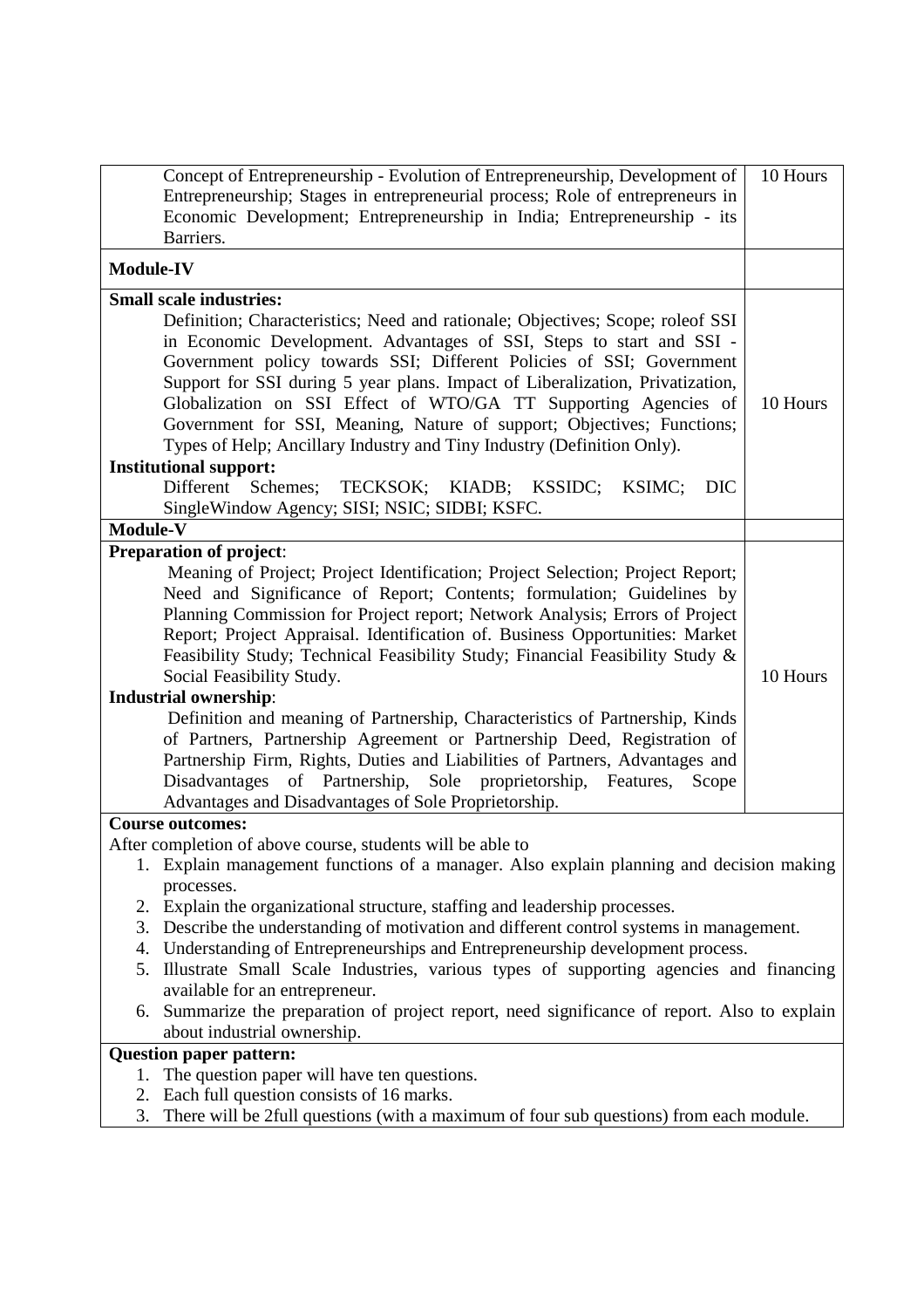| | |
|---|---|
| Concept of Entrepreneurship - Evolution of Entrepreneurship, Development of Entrepreneurship; Stages in entrepreneurial process; Role of entrepreneurs in Economic Development; Entrepreneurship in India; Entrepreneurship - its Barriers. | 10 Hours |
| **Module-IV** | |
| **Small scale industries:**<br>Definition; Characteristics; Need and rationale; Objectives; Scope; roleof SSI in Economic Development. Advantages of SSI, Steps to start and SSI - Government policy towards SSI; Different Policies of SSI; Government Support for SSI during 5 year plans. Impact of Liberalization, Privatization, Globalization on SSI Effect of WTO/GA TT Supporting Agencies of Government for SSI, Meaning, Nature of support; Objectives; Functions; Types of Help; Ancillary Industry and Tiny Industry (Definition Only).<br>**Institutional support:**<br>Different Schemes; TECKSOK; KIADB; KSSIDC; KSIMC; DIC SingleWindow Agency; SISI; NSIC; SIDBI; KSFC. | 10 Hours |
| **Module-V** | |
| **Preparation of project**:<br>Meaning of Project; Project Identification; Project Selection; Project Report; Need and Significance of Report; Contents; formulation; Guidelines by Planning Commission for Project report; Network Analysis; Errors of Project Report; Project Appraisal. Identification of. Business Opportunities: Market Feasibility Study; Technical Feasibility Study; Financial Feasibility Study & Social Feasibility Study.<br>**Industrial ownership**:<br>Definition and meaning of Partnership, Characteristics of Partnership, Kinds of Partners, Partnership Agreement or Partnership Deed, Registration of Partnership Firm, Rights, Duties and Liabilities of Partners, Advantages and Disadvantages of Partnership, Sole proprietorship, Features, Scope Advantages and Disadvantages of Sole Proprietorship. | 10 Hours |

**Course outcomes:**

After completion of above course, students will be able to

1. Explain management functions of a manager. Also explain planning and decision making processes.
2. Explain the organizational structure, staffing and leadership processes.
3. Describe the understanding of motivation and different control systems in management.
4. Understanding of Entrepreneurships and Entrepreneurship development process.
5. Illustrate Small Scale Industries, various types of supporting agencies and financing available for an entrepreneur.
6. Summarize the preparation of project report, need significance of report. Also to explain about industrial ownership.

**Question paper pattern:**

1. The question paper will have ten questions.
2. Each full question consists of 16 marks.
3. There will be 2full questions (with a maximum of four sub questions) from each module.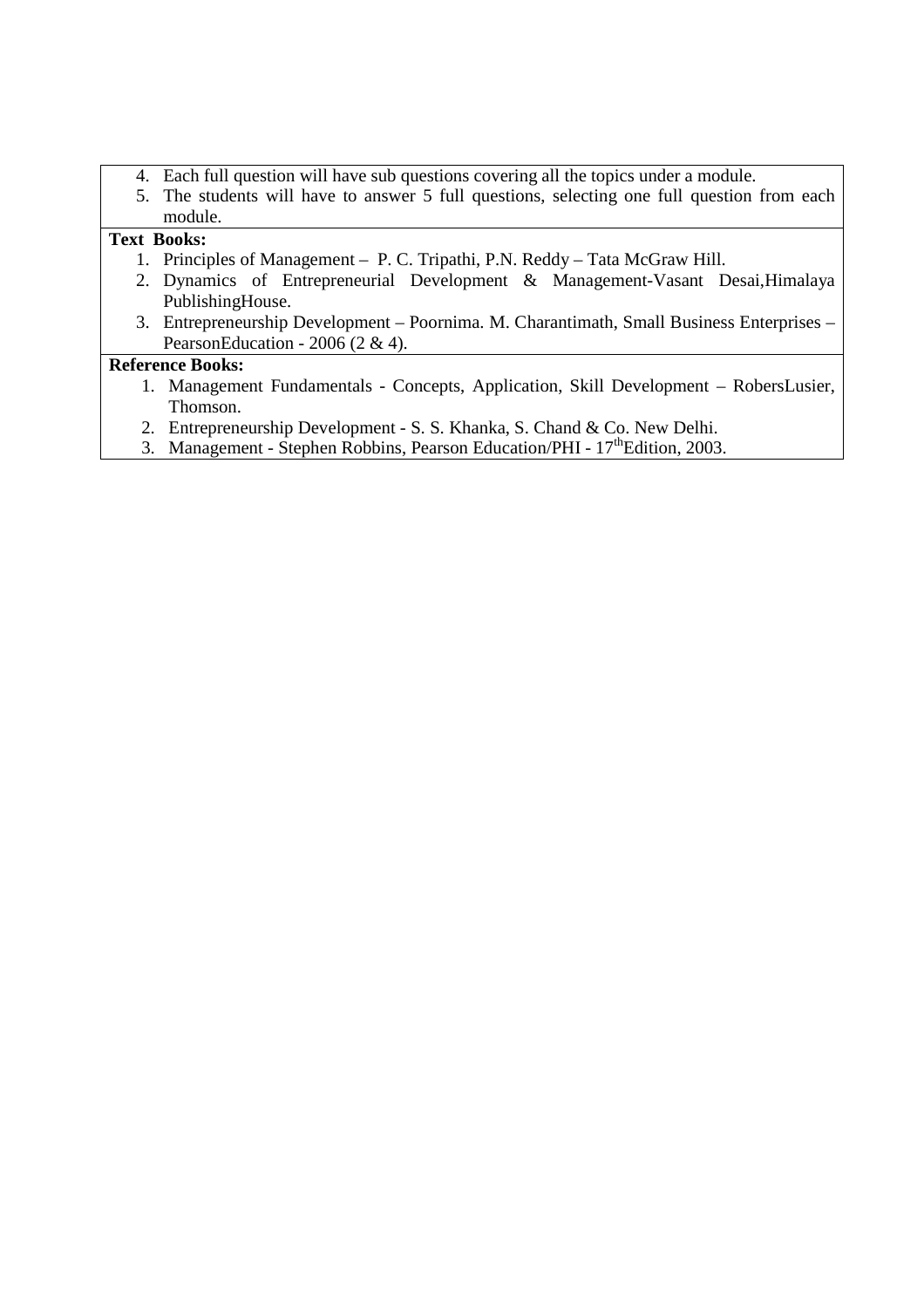4. Each full question will have sub questions covering all the topics under a module.
5. The students will have to answer 5 full questions, selecting one full question from each module.

**Text Books:**

1. Principles of Management – P. C. Tripathi, P.N. Reddy – Tata McGraw Hill.
2. Dynamics of Entrepreneurial Development & Management-Vasant Desai,Himalaya PublishingHouse.
3. Entrepreneurship Development – Poornima. M. Charantimath, Small Business Enterprises – PearsonEducation - 2006 (2 & 4).

**Reference Books:**

1. Management Fundamentals - Concepts, Application, Skill Development – RobersLusier, Thomson.
2. Entrepreneurship Development - S. S. Khanka, S. Chand & Co. New Delhi.
3. Management - Stephen Robbins, Pearson Education/PHI - 17thEdition, 2003.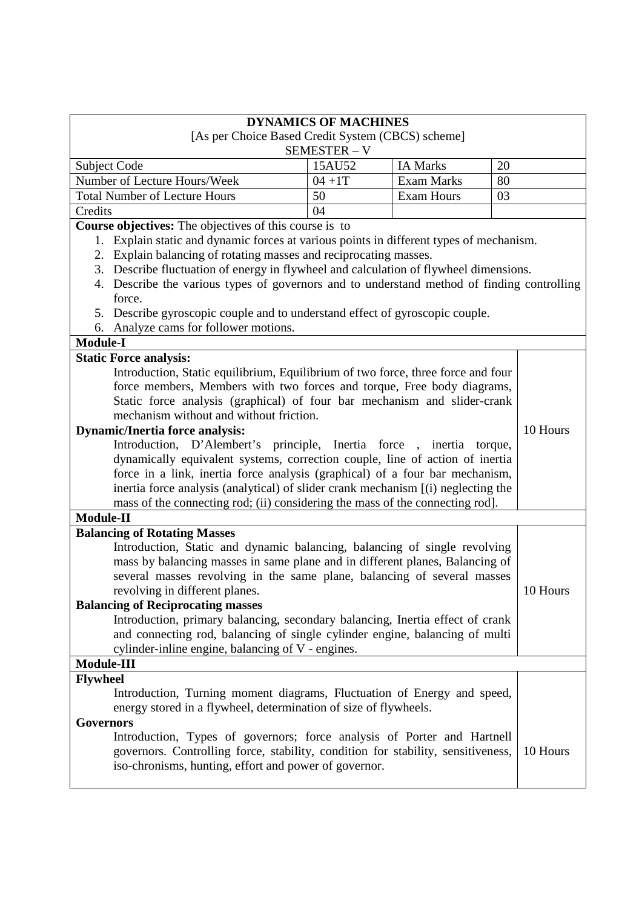## DYNAMICS OF MACHINES

[As per Choice Based Credit System (CBCS) scheme]

SEMESTER – V

| Subject Code | 15AU52 | IA Marks | 20 |
|---|---|---|---|
| Number of Lecture Hours/Week | 04 +1T | Exam Marks | 80 |
| Total Number of Lecture Hours | 50 | Exam Hours | 03 |
| Credits | 04 | | |

**Course objectives:** The objectives of this course is to

1. Explain static and dynamic forces at various points in different types of mechanism.
2. Explain balancing of rotating masses and reciprocating masses.
3. Describe fluctuation of energy in flywheel and calculation of flywheel dimensions.
4. Describe the various types of governors and to understand method of finding controlling force.
5. Describe gyroscopic couple and to understand effect of gyroscopic couple.
6. Analyze cams for follower motions.

### Module-I (10 Hours)

**Static Force analysis:**

Introduction, Static equilibrium, Equilibrium of two force, three force and four force members, Members with two forces and torque, Free body diagrams, Static force analysis (graphical) of four bar mechanism and slider-crank mechanism without and without friction.

**Dynamic/Inertia force analysis:**

Introduction, D'Alembert's principle, Inertia force , inertia torque, dynamically equivalent systems, correction couple, line of action of inertia force in a link, inertia force analysis (graphical) of a four bar mechanism, inertia force analysis (analytical) of slider crank mechanism [(i) neglecting the mass of the connecting rod; (ii) considering the mass of the connecting rod].

### Module-II (10 Hours)

**Balancing of Rotating Masses**

Introduction, Static and dynamic balancing, balancing of single revolving mass by balancing masses in same plane and in different planes, Balancing of several masses revolving in the same plane, balancing of several masses revolving in different planes.

**Balancing of Reciprocating masses**

Introduction, primary balancing, secondary balancing, Inertia effect of crank and connecting rod, balancing of single cylinder engine, balancing of multi cylinder-inline engine, balancing of V - engines.

### Module-III (10 Hours)

**Flywheel**

Introduction, Turning moment diagrams, Fluctuation of Energy and speed, energy stored in a flywheel, determination of size of flywheels.

**Governors**

Introduction, Types of governors; force analysis of Porter and Hartnell governors. Controlling force, stability, condition for stability, sensitiveness, iso-chronisms, hunting, effort and power of governor.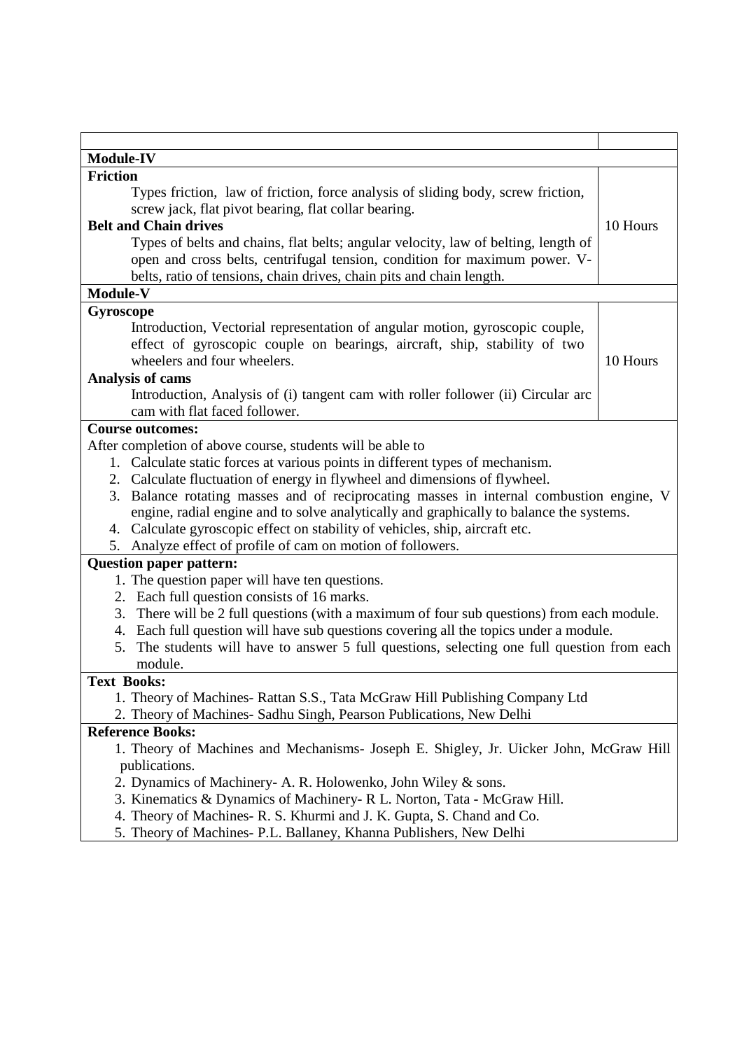| | |
|---|---|
| **Module-IV** | |
| **Friction**<br>Types friction, law of friction, force analysis of sliding body, screw friction, screw jack, flat pivot bearing, flat collar bearing.<br>**Belt and Chain drives**<br>Types of belts and chains, flat belts; angular velocity, law of belting, length of open and cross belts, centrifugal tension, condition for maximum power. V-belts, ratio of tensions, chain drives, chain pits and chain length. | 10 Hours |
| **Module-V** | |
| **Gyroscope**<br>Introduction, Vectorial representation of angular motion, gyroscopic couple, effect of gyroscopic couple on bearings, aircraft, ship, stability of two wheelers and four wheelers.<br>**Analysis of cams**<br>Introduction, Analysis of (i) tangent cam with roller follower (ii) Circular arc cam with flat faced follower. | 10 Hours |

**Course outcomes:**

After completion of above course, students will be able to

1. Calculate static forces at various points in different types of mechanism.
2. Calculate fluctuation of energy in flywheel and dimensions of flywheel.
3. Balance rotating masses and of reciprocating masses in internal combustion engine, V engine, radial engine and to solve analytically and graphically to balance the systems.
4. Calculate gyroscopic effect on stability of vehicles, ship, aircraft etc.
5. Analyze effect of profile of cam on motion of followers.

**Question paper pattern:**

1. The question paper will have ten questions.
2. Each full question consists of 16 marks.
3. There will be 2 full questions (with a maximum of four sub questions) from each module.
4. Each full question will have sub questions covering all the topics under a module.
5. The students will have to answer 5 full questions, selecting one full question from each module.

**Text Books:**

1. Theory of Machines- Rattan S.S., Tata McGraw Hill Publishing Company Ltd
2. Theory of Machines- Sadhu Singh, Pearson Publications, New Delhi

**Reference Books:**

1. Theory of Machines and Mechanisms- Joseph E. Shigley, Jr. Uicker John, McGraw Hill publications.
2. Dynamics of Machinery- A. R. Holowenko, John Wiley & sons.
3. Kinematics & Dynamics of Machinery- R L. Norton, Tata - McGraw Hill.
4. Theory of Machines- R. S. Khurmi and J. K. Gupta, S. Chand and Co.
5. Theory of Machines- P.L. Ballaney, Khanna Publishers, New Delhi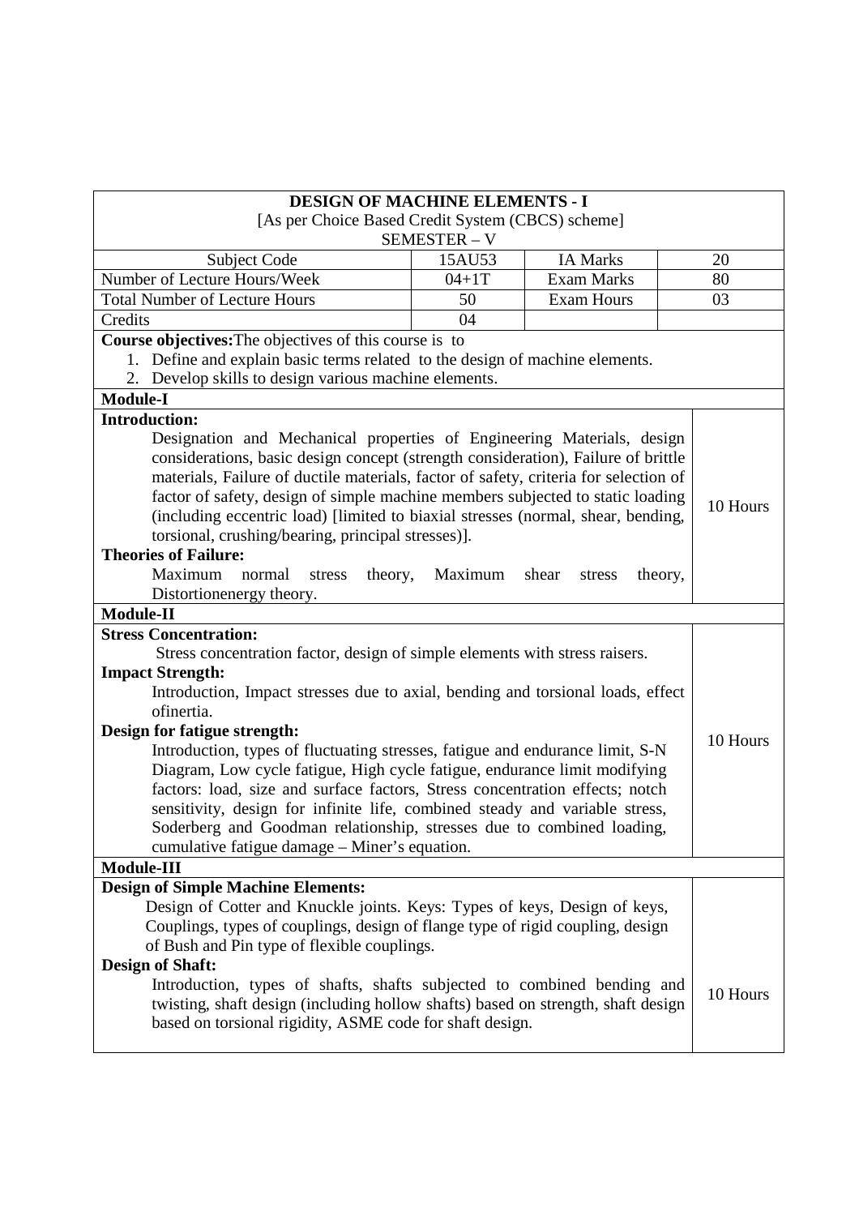**DESIGN OF MACHINE ELEMENTS - I**

[As per Choice Based Credit System (CBCS) scheme]

SEMESTER – V

| Subject Code | 15AU53 | IA Marks | 20 |
|---|---|---|---|
| Number of Lecture Hours/Week | 04+1T | Exam Marks | 80 |
| Total Number of Lecture Hours | 50 | Exam Hours | 03 |
| Credits | 04 | | |

**Course objectives:** The objectives of this course is to

1. Define and explain basic terms related to the design of machine elements.
2. Develop skills to design various machine elements.

**Module-I**

**Introduction:**

Designation and Mechanical properties of Engineering Materials, design considerations, basic design concept (strength consideration), Failure of brittle materials, Failure of ductile materials, factor of safety, criteria for selection of factor of safety, design of simple machine members subjected to static loading (including eccentric load) [limited to biaxial stresses (normal, shear, bending, torsional, crushing/bearing, principal stresses)].

**Theories of Failure:**

Maximum normal stress theory, Maximum shear stress theory, Distortionenergy theory.

10 Hours

**Module-II**

**Stress Concentration:**

Stress concentration factor, design of simple elements with stress raisers.

**Impact Strength:**

Introduction, Impact stresses due to axial, bending and torsional loads, effect ofinertia.

**Design for fatigue strength:**

Introduction, types of fluctuating stresses, fatigue and endurance limit, S-N Diagram, Low cycle fatigue, High cycle fatigue, endurance limit modifying factors: load, size and surface factors, Stress concentration effects; notch sensitivity, design for infinite life, combined steady and variable stress, Soderberg and Goodman relationship, stresses due to combined loading, cumulative fatigue damage – Miner's equation.

10 Hours

**Module-III**

**Design of Simple Machine Elements:**

Design of Cotter and Knuckle joints. Keys: Types of keys, Design of keys, Couplings, types of couplings, design of flange type of rigid coupling, design of Bush and Pin type of flexible couplings.

**Design of Shaft:**

Introduction, types of shafts, shafts subjected to combined bending and twisting, shaft design (including hollow shafts) based on strength, shaft design based on torsional rigidity, ASME code for shaft design.

10 Hours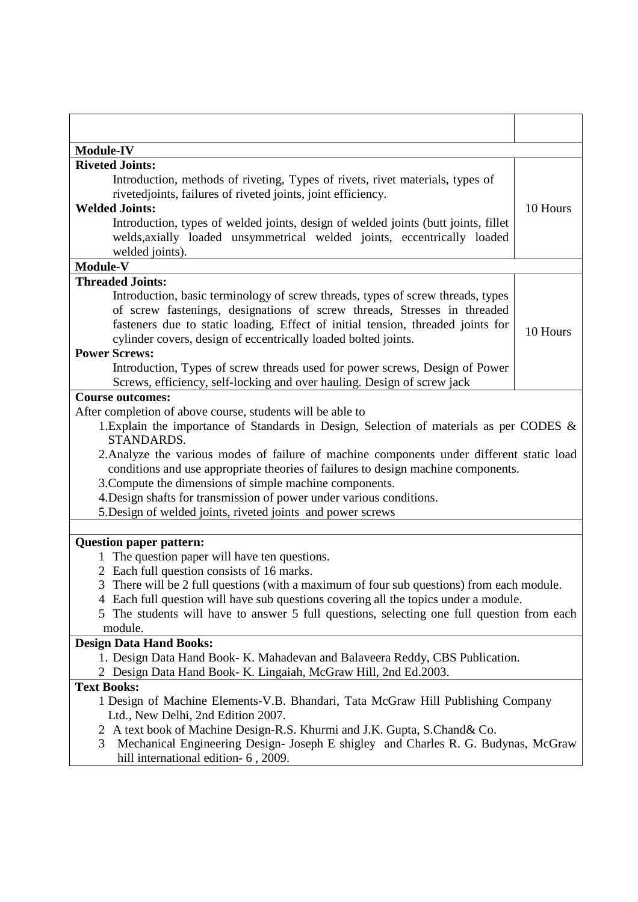| | |
|---|---|
| | |
| **Module-IV** | |
| **Riveted Joints:**<br>Introduction, methods of riveting, Types of rivets, rivet materials, types of rivetedjoints, failures of riveted joints, joint efficiency.<br>**Welded Joints:**<br>Introduction, types of welded joints, design of welded joints (butt joints, fillet welds,axially loaded unsymmetrical welded joints, eccentrically loaded welded joints). | 10 Hours |
| **Module-V** | |
| **Threaded Joints:**<br>Introduction, basic terminology of screw threads, types of screw threads, types of screw fastenings, designations of screw threads, Stresses in threaded fasteners due to static loading, Effect of initial tension, threaded joints for cylinder covers, design of eccentrically loaded bolted joints.<br>**Power Screws:**<br>Introduction, Types of screw threads used for power screws, Design of Power Screws, efficiency, self-locking and over hauling. Design of screw jack | 10 Hours |

**Course outcomes:**

After completion of above course, students will be able to

1. Explain the importance of Standards in Design, Selection of materials as per CODES & STANDARDS.
2. Analyze the various modes of failure of machine components under different static load conditions and use appropriate theories of failures to design machine components.
3. Compute the dimensions of simple machine components.
4. Design shafts for transmission of power under various conditions.
5. Design of welded joints, riveted joints and power screws

**Question paper pattern:**

1. The question paper will have ten questions.
2. Each full question consists of 16 marks.
3. There will be 2 full questions (with a maximum of four sub questions) from each module.
4. Each full question will have sub questions covering all the topics under a module.
5. The students will have to answer 5 full questions, selecting one full question from each module.

**Design Data Hand Books:**

1. Design Data Hand Book- K. Mahadevan and Balaveera Reddy, CBS Publication.
2. Design Data Hand Book- K. Lingaiah, McGraw Hill, 2nd Ed.2003.

**Text Books:**

1. Design of Machine Elements-V.B. Bhandari, Tata McGraw Hill Publishing Company Ltd., New Delhi, 2nd Edition 2007.
2. A text book of Machine Design-R.S. Khurmi and J.K. Gupta, S.Chand& Co.
3. Mechanical Engineering Design- Joseph E shigley and Charles R. G. Budynas, McGraw hill international edition- 6 , 2009.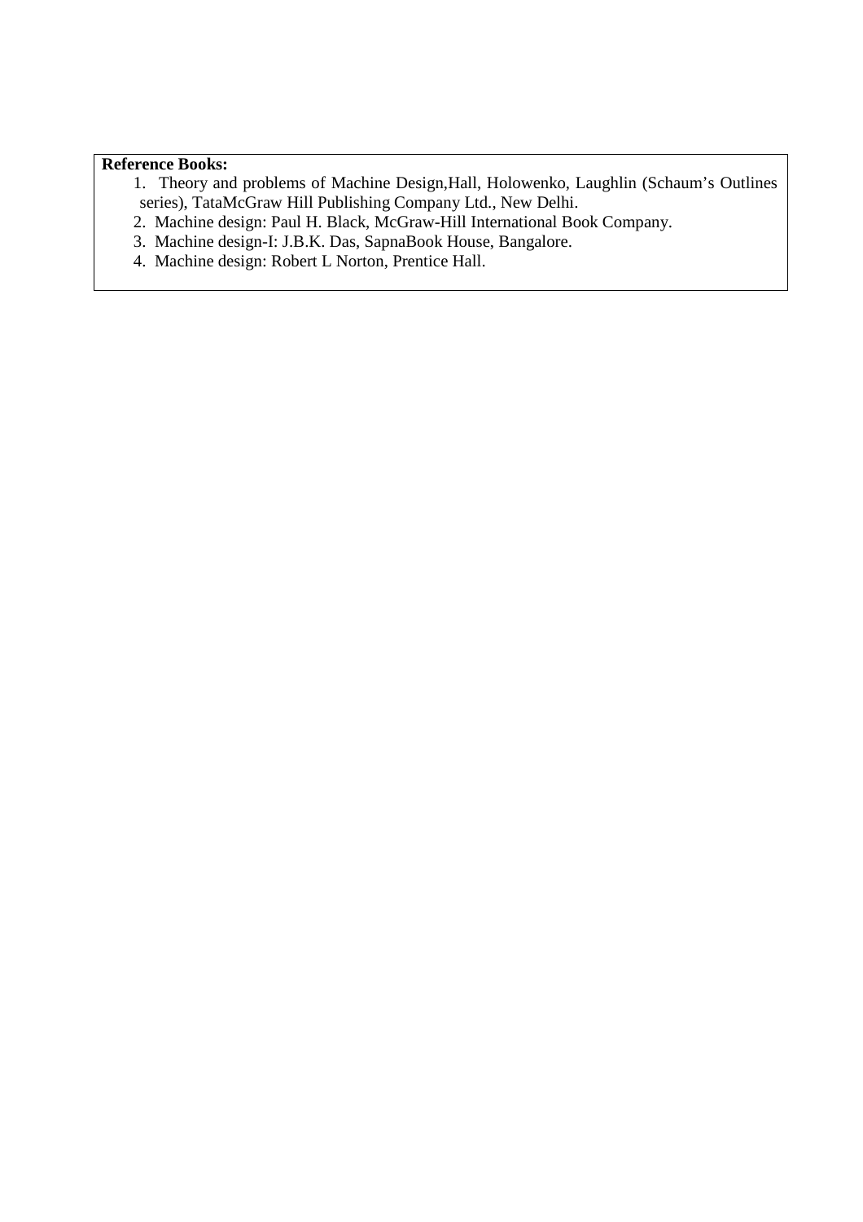**Reference Books:**

1. Theory and problems of Machine Design,Hall, Holowenko, Laughlin (Schaum's Outlines series), TataMcGraw Hill Publishing Company Ltd., New Delhi.
2. Machine design: Paul H. Black, McGraw-Hill International Book Company.
3. Machine design-I: J.B.K. Das, SapnaBook House, Bangalore.
4. Machine design: Robert L Norton, Prentice Hall.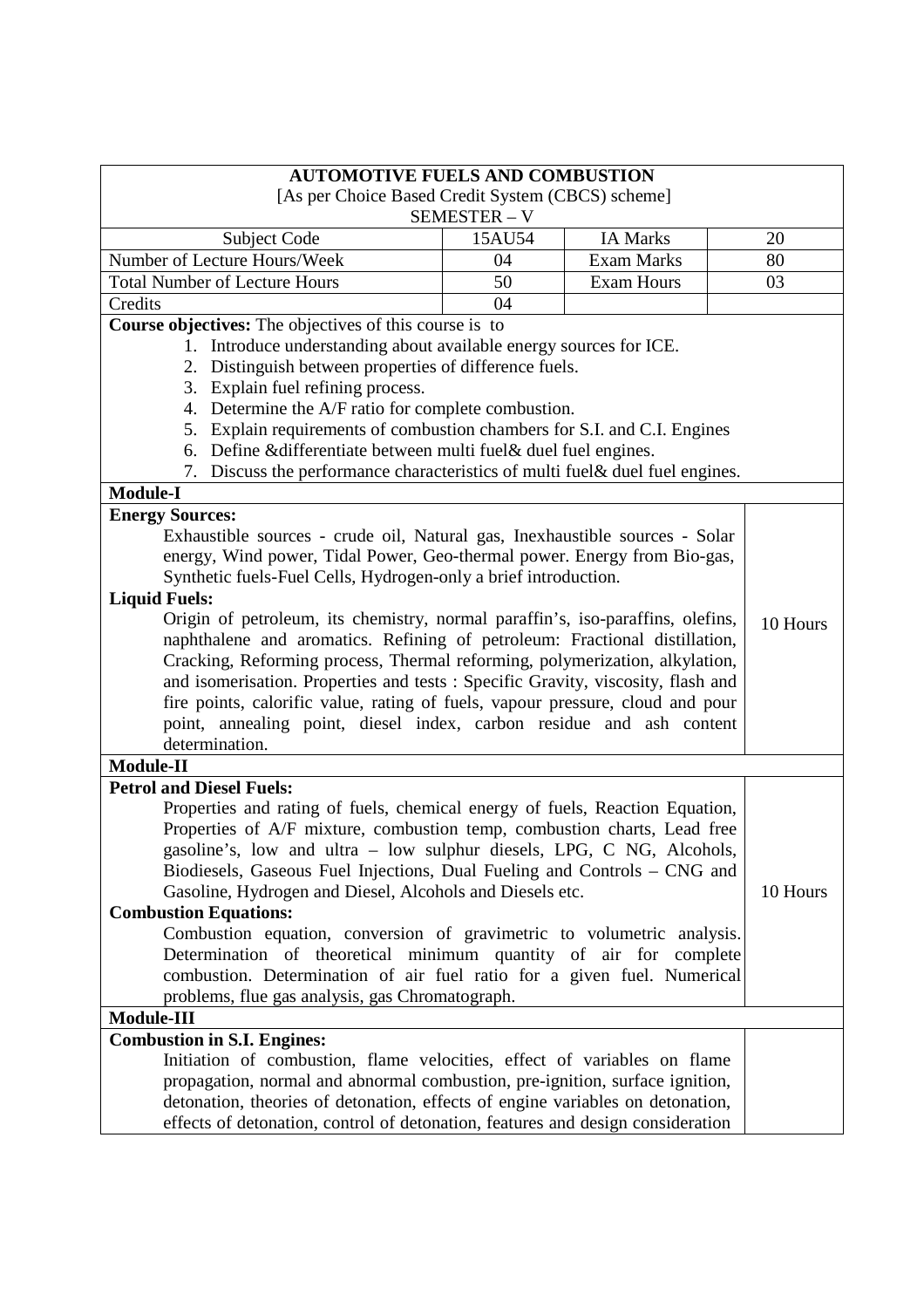# AUTOMOTIVE FUELS AND COMBUSTION

[As per Choice Based Credit System (CBCS) scheme]

SEMESTER – V

| Subject Code | 15AU54 | IA Marks | 20 |
|---|---|---|---|
| Number of Lecture Hours/Week | 04 | Exam Marks | 80 |
| Total Number of Lecture Hours | 50 | Exam Hours | 03 |
| Credits | 04 | | |

**Course objectives:** The objectives of this course is to

1. Introduce understanding about available energy sources for ICE.
2. Distinguish between properties of difference fuels.
3. Explain fuel refining process.
4. Determine the A/F ratio for complete combustion.
5. Explain requirements of combustion chambers for S.I. and C.I. Engines
6. Define &differentiate between multi fuel& duel fuel engines.
7. Discuss the performance characteristics of multi fuel& duel fuel engines.

## Module-I

**Energy Sources:**

Exhaustible sources - crude oil, Natural gas, Inexhaustible sources - Solar energy, Wind power, Tidal Power, Geo-thermal power. Energy from Bio-gas, Synthetic fuels-Fuel Cells, Hydrogen-only a brief introduction.

**Liquid Fuels:**

Origin of petroleum, its chemistry, normal paraffin's, iso-paraffins, olefins, naphthalene and aromatics. Refining of petroleum: Fractional distillation, Cracking, Reforming process, Thermal reforming, polymerization, alkylation, and isomerisation. Properties and tests : Specific Gravity, viscosity, flash and fire points, calorific value, rating of fuels, vapour pressure, cloud and pour point, annealing point, diesel index, carbon residue and ash content determination.

10 Hours

## Module-II

**Petrol and Diesel Fuels:**

Properties and rating of fuels, chemical energy of fuels, Reaction Equation, Properties of A/F mixture, combustion temp, combustion charts, Lead free gasoline's, low and ultra – low sulphur diesels, LPG, C NG, Alcohols, Biodiesels, Gaseous Fuel Injections, Dual Fueling and Controls – CNG and Gasoline, Hydrogen and Diesel, Alcohols and Diesels etc.

**Combustion Equations:**

Combustion equation, conversion of gravimetric to volumetric analysis. Determination of theoretical minimum quantity of air for complete combustion. Determination of air fuel ratio for a given fuel. Numerical problems, flue gas analysis, gas Chromatograph.

10 Hours

## Module-III

**Combustion in S.I. Engines:**

Initiation of combustion, flame velocities, effect of variables on flame propagation, normal and abnormal combustion, pre-ignition, surface ignition, detonation, theories of detonation, effects of engine variables on detonation, effects of detonation, control of detonation, features and design consideration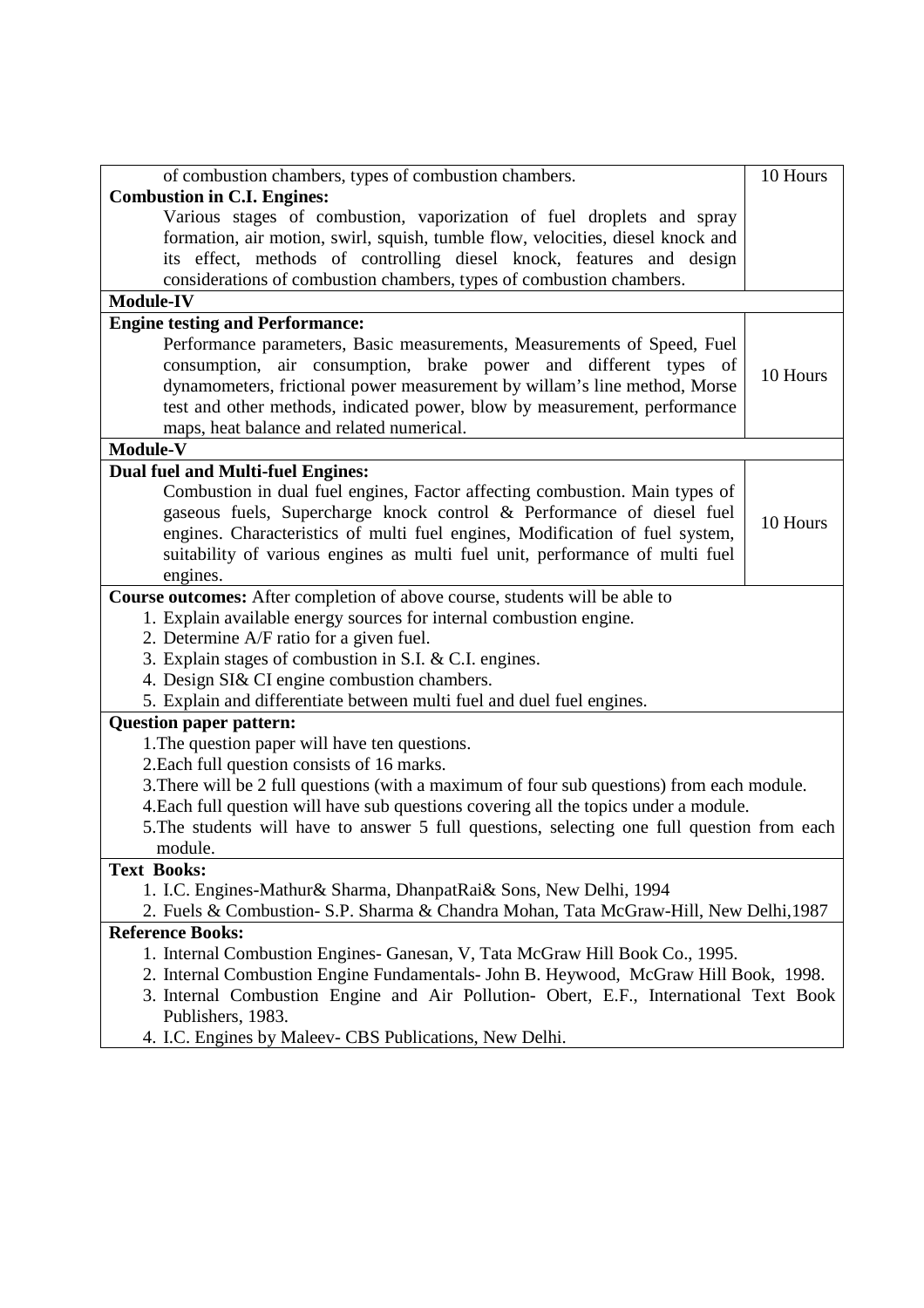| | |
|---|---|
| of combustion chambers, types of combustion chambers.<br>**Combustion in C.I. Engines:**<br>Various stages of combustion, vaporization of fuel droplets and spray formation, air motion, swirl, squish, tumble flow, velocities, diesel knock and its effect, methods of controlling diesel knock, features and design considerations of combustion chambers, types of combustion chambers. | 10 Hours |
| **Module-IV** | |
| **Engine testing and Performance:**<br>Performance parameters, Basic measurements, Measurements of Speed, Fuel consumption, air consumption, brake power and different types of dynamometers, frictional power measurement by willam's line method, Morse test and other methods, indicated power, blow by measurement, performance maps, heat balance and related numerical. | 10 Hours |
| **Module-V** | |
| **Dual fuel and Multi-fuel Engines:**<br>Combustion in dual fuel engines, Factor affecting combustion. Main types of gaseous fuels, Supercharge knock control & Performance of diesel fuel engines. Characteristics of multi fuel engines, Modification of fuel system, suitability of various engines as multi fuel unit, performance of multi fuel engines. | 10 Hours |

**Course outcomes:** After completion of above course, students will be able to

1. Explain available energy sources for internal combustion engine.
2. Determine A/F ratio for a given fuel.
3. Explain stages of combustion in S.I. & C.I. engines.
4. Design SI& CI engine combustion chambers.
5. Explain and differentiate between multi fuel and duel fuel engines.

**Question paper pattern:**

1. The question paper will have ten questions.
2. Each full question consists of 16 marks.
3. There will be 2 full questions (with a maximum of four sub questions) from each module.
4. Each full question will have sub questions covering all the topics under a module.
5. The students will have to answer 5 full questions, selecting one full question from each module.

**Text Books:**

1. I.C. Engines-Mathur& Sharma, DhanpatRai& Sons, New Delhi, 1994
2. Fuels & Combustion- S.P. Sharma & Chandra Mohan, Tata McGraw-Hill, New Delhi,1987

**Reference Books:**

1. Internal Combustion Engines- Ganesan, V, Tata McGraw Hill Book Co., 1995.
2. Internal Combustion Engine Fundamentals- John B. Heywood, McGraw Hill Book, 1998.
3. Internal Combustion Engine and Air Pollution- Obert, E.F., International Text Book Publishers, 1983.
4. I.C. Engines by Maleev- CBS Publications, New Delhi.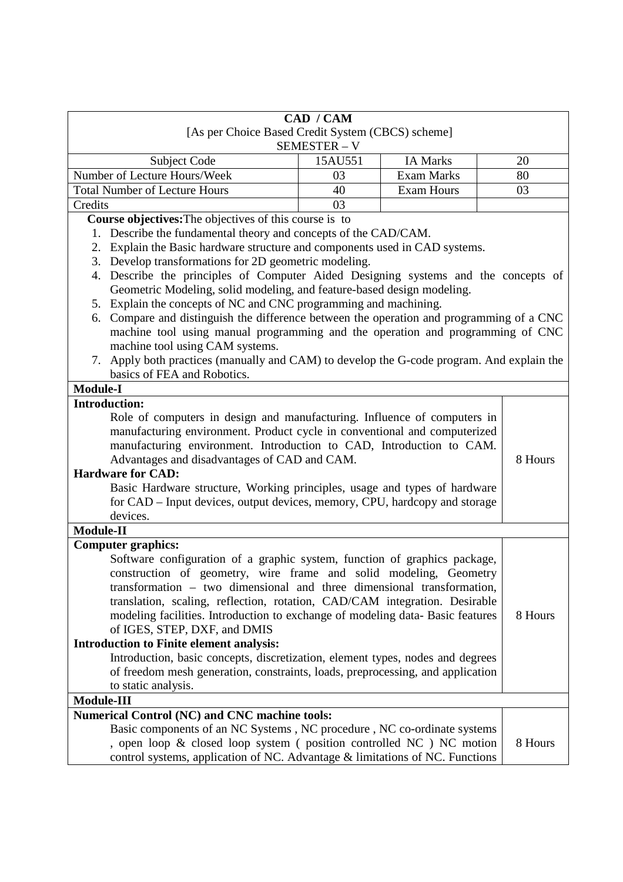# CAD / CAM

[As per Choice Based Credit System (CBCS) scheme]

SEMESTER – V

| Subject Code | 15AU551 | IA Marks | 20 |
|---|---|---|---|
| Number of Lecture Hours/Week | 03 | Exam Marks | 80 |
| Total Number of Lecture Hours | 40 | Exam Hours | 03 |
| Credits | 03 | | |

**Course objectives:** The objectives of this course is to

1. Describe the fundamental theory and concepts of the CAD/CAM.
2. Explain the Basic hardware structure and components used in CAD systems.
3. Develop transformations for 2D geometric modeling.
4. Describe the principles of Computer Aided Designing systems and the concepts of Geometric Modeling, solid modeling, and feature-based design modeling.
5. Explain the concepts of NC and CNC programming and machining.
6. Compare and distinguish the difference between the operation and programming of a CNC machine tool using manual programming and the operation and programming of CNC machine tool using CAM systems.
7. Apply both practices (manually and CAM) to develop the G-code program. And explain the basics of FEA and Robotics.

## Module-I

| Content | Hours |
|---|---|
| **Introduction:** Role of computers in design and manufacturing. Influence of computers in manufacturing environment. Product cycle in conventional and computerized manufacturing environment. Introduction to CAD, Introduction to CAM. Advantages and disadvantages of CAD and CAM. **Hardware for CAD:** Basic Hardware structure, Working principles, usage and types of hardware for CAD – Input devices, output devices, memory, CPU, hardcopy and storage devices. | 8 Hours |

## Module-II

| Content | Hours |
|---|---|
| **Computer graphics:** Software configuration of a graphic system, function of graphics package, construction of geometry, wire frame and solid modeling, Geometry transformation – two dimensional and three dimensional transformation, translation, scaling, reflection, rotation, CAD/CAM integration. Desirable modeling facilities. Introduction to exchange of modeling data- Basic features of IGES, STEP, DXF, and DMIS **Introduction to Finite element analysis:** Introduction, basic concepts, discretization, element types, nodes and degrees of freedom mesh generation, constraints, loads, preprocessing, and application to static analysis. | 8 Hours |

## Module-III

| Content | Hours |
|---|---|
| **Numerical Control (NC) and CNC machine tools:** Basic components of an NC Systems , NC procedure , NC co-ordinate systems , open loop & closed loop system ( position controlled NC ) NC motion control systems, application of NC. Advantage & limitations of NC. Functions | 8 Hours |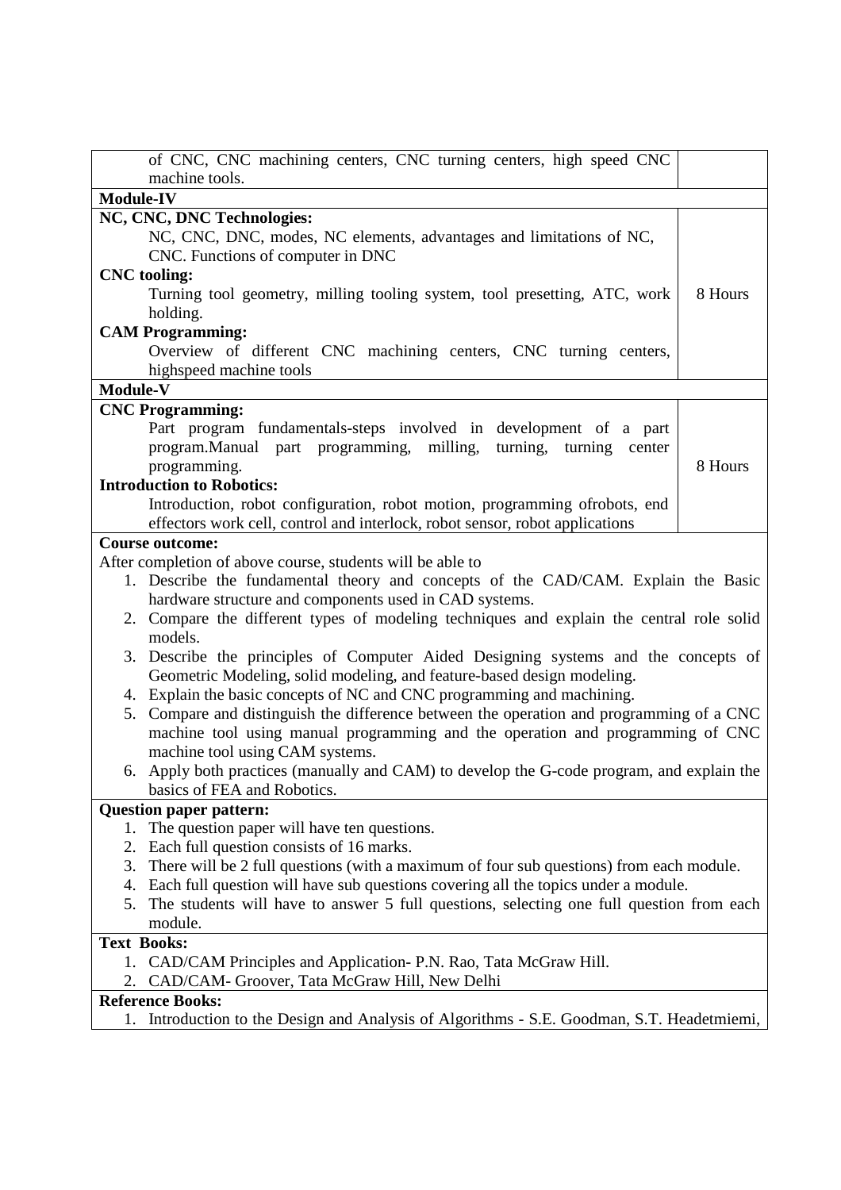| | |
|---|---|
| of CNC, CNC machining centers, CNC turning centers, high speed CNC machine tools. | |
| **Module-IV** | |
| **NC, CNC, DNC Technologies:** NC, CNC, DNC, modes, NC elements, advantages and limitations of NC, CNC. Functions of computer in DNC **CNC tooling:** Turning tool geometry, milling tooling system, tool presetting, ATC, work holding. **CAM Programming:** Overview of different CNC machining centers, CNC turning centers, highspeed machine tools | 8 Hours |
| **Module-V** | |
| **CNC Programming:** Part program fundamentals-steps involved in development of a part program.Manual part programming, milling, turning, turning center programming. **Introduction to Robotics:** Introduction, robot configuration, robot motion, programming ofrobots, end effectors work cell, control and interlock, robot sensor, robot applications | 8 Hours |

**Course outcome:**

After completion of above course, students will be able to

1. Describe the fundamental theory and concepts of the CAD/CAM. Explain the Basic hardware structure and components used in CAD systems.
2. Compare the different types of modeling techniques and explain the central role solid models.
3. Describe the principles of Computer Aided Designing systems and the concepts of Geometric Modeling, solid modeling, and feature-based design modeling.
4. Explain the basic concepts of NC and CNC programming and machining.
5. Compare and distinguish the difference between the operation and programming of a CNC machine tool using manual programming and the operation and programming of CNC machine tool using CAM systems.
6. Apply both practices (manually and CAM) to develop the G-code program, and explain the basics of FEA and Robotics.

**Question paper pattern:**

1. The question paper will have ten questions.
2. Each full question consists of 16 marks.
3. There will be 2 full questions (with a maximum of four sub questions) from each module.
4. Each full question will have sub questions covering all the topics under a module.
5. The students will have to answer 5 full questions, selecting one full question from each module.

**Text Books:**

1. CAD/CAM Principles and Application- P.N. Rao, Tata McGraw Hill.
2. CAD/CAM- Groover, Tata McGraw Hill, New Delhi

**Reference Books:**

1. Introduction to the Design and Analysis of Algorithms - S.E. Goodman, S.T. Headetmiemi,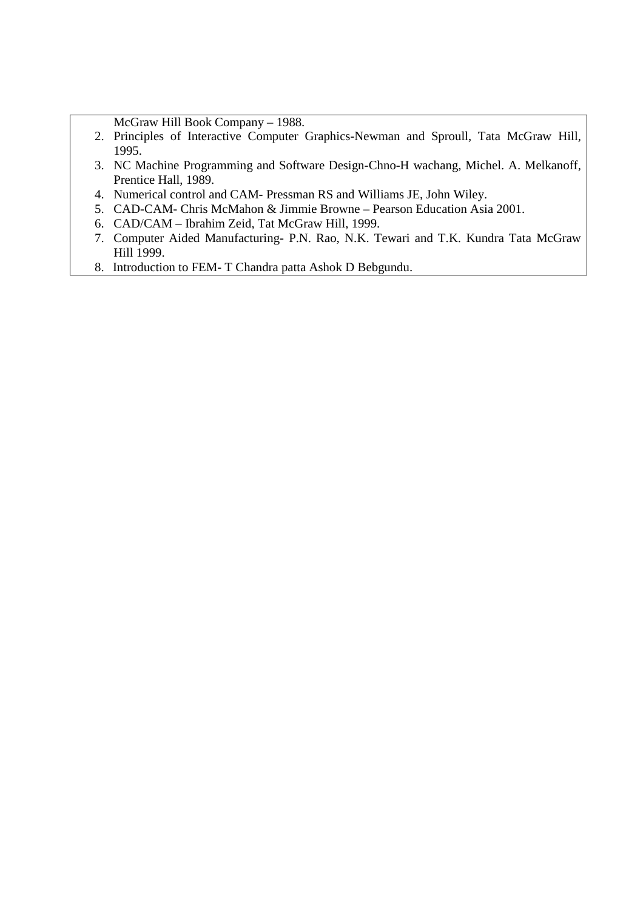McGraw Hill Book Company – 1988.

2. Principles of Interactive Computer Graphics-Newman and Sproull, Tata McGraw Hill, 1995.
3. NC Machine Programming and Software Design-Chno-H wachang, Michel. A. Melkanoff, Prentice Hall, 1989.
4. Numerical control and CAM- Pressman RS and Williams JE, John Wiley.
5. CAD-CAM- Chris McMahon & Jimmie Browne – Pearson Education Asia 2001.
6. CAD/CAM – Ibrahim Zeid, Tat McGraw Hill, 1999.
7. Computer Aided Manufacturing- P.N. Rao, N.K. Tewari and T.K. Kundra Tata McGraw Hill 1999.
8. Introduction to FEM- T Chandra patta Ashok D Bebgundu.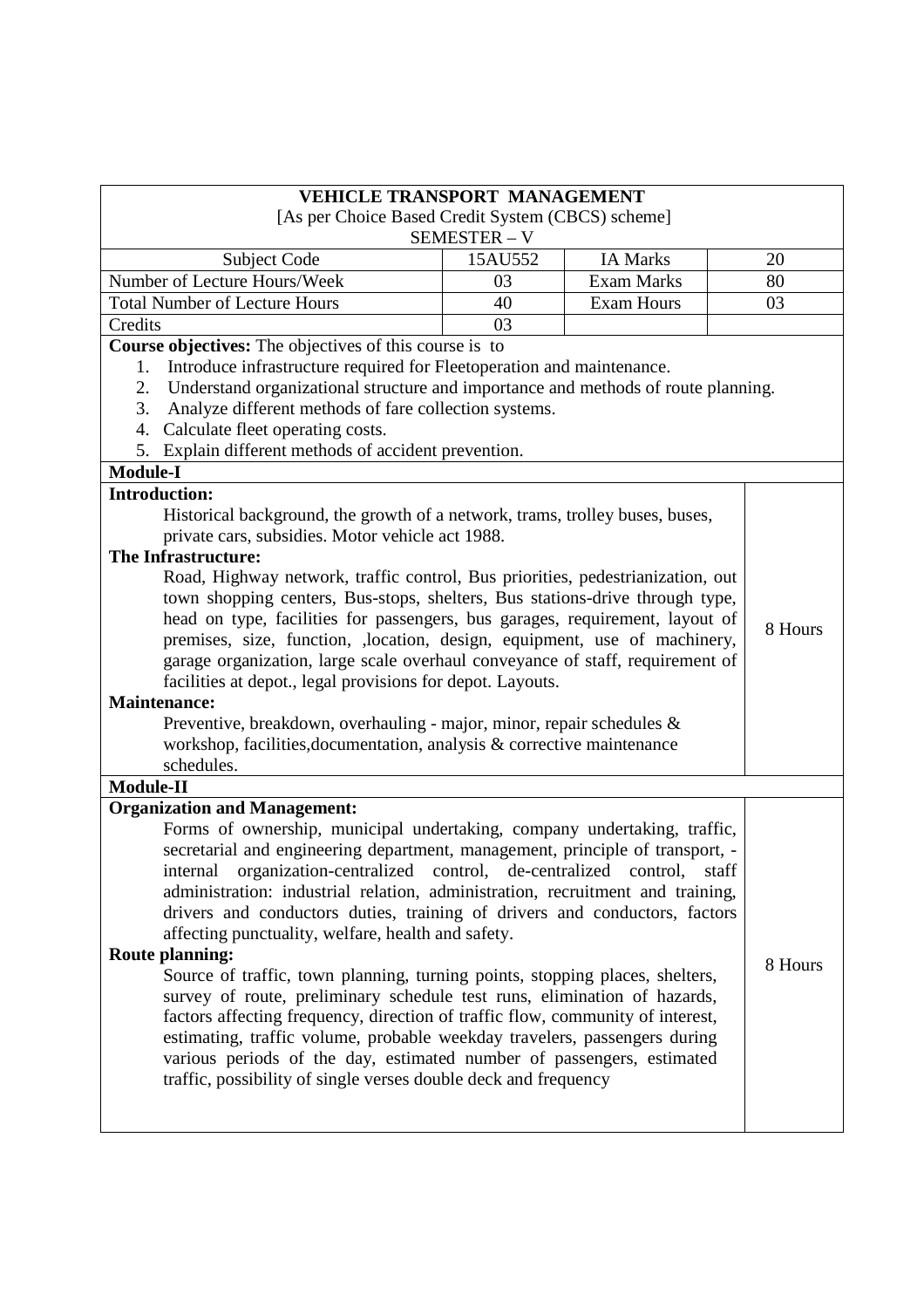# VEHICLE TRANSPORT MANAGEMENT

[As per Choice Based Credit System (CBCS) scheme]

SEMESTER – V

| Subject Code | 15AU552 | IA Marks | 20 |
|---|---|---|---|
| Number of Lecture Hours/Week | 03 | Exam Marks | 80 |
| Total Number of Lecture Hours | 40 | Exam Hours | 03 |
| Credits | 03 | | |

**Course objectives:** The objectives of this course is to

1. Introduce infrastructure required for Fleetoperation and maintenance.
2. Understand organizational structure and importance and methods of route planning.
3. Analyze different methods of fare collection systems.
4. Calculate fleet operating costs.
5. Explain different methods of accident prevention.

## Module-I

| Content | Hours |
|---|---|
| **Introduction:** Historical background, the growth of a network, trams, trolley buses, buses, private cars, subsidies. Motor vehicle act 1988. **The Infrastructure:** Road, Highway network, traffic control, Bus priorities, pedestrianization, out town shopping centers, Bus-stops, shelters, Bus stations-drive through type, head on type, facilities for passengers, bus garages, requirement, layout of premises, size, function, ,location, design, equipment, use of machinery, garage organization, large scale overhaul conveyance of staff, requirement of facilities at depot., legal provisions for depot. Layouts. **Maintenance:** Preventive, breakdown, overhauling - major, minor, repair schedules & workshop, facilities,documentation, analysis & corrective maintenance schedules. | 8 Hours |

## Module-II

| Content | Hours |
|---|---|
| **Organization and Management:** Forms of ownership, municipal undertaking, company undertaking, traffic, secretarial and engineering department, management, principle of transport, -internal organization-centralized control, de-centralized control, staff administration: industrial relation, administration, recruitment and training, drivers and conductors duties, training of drivers and conductors, factors affecting punctuality, welfare, health and safety. **Route planning:** Source of traffic, town planning, turning points, stopping places, shelters, survey of route, preliminary schedule test runs, elimination of hazards, factors affecting frequency, direction of traffic flow, community of interest, estimating, traffic volume, probable weekday travelers, passengers during various periods of the day, estimated number of passengers, estimated traffic, possibility of single verses double deck and frequency | 8 Hours |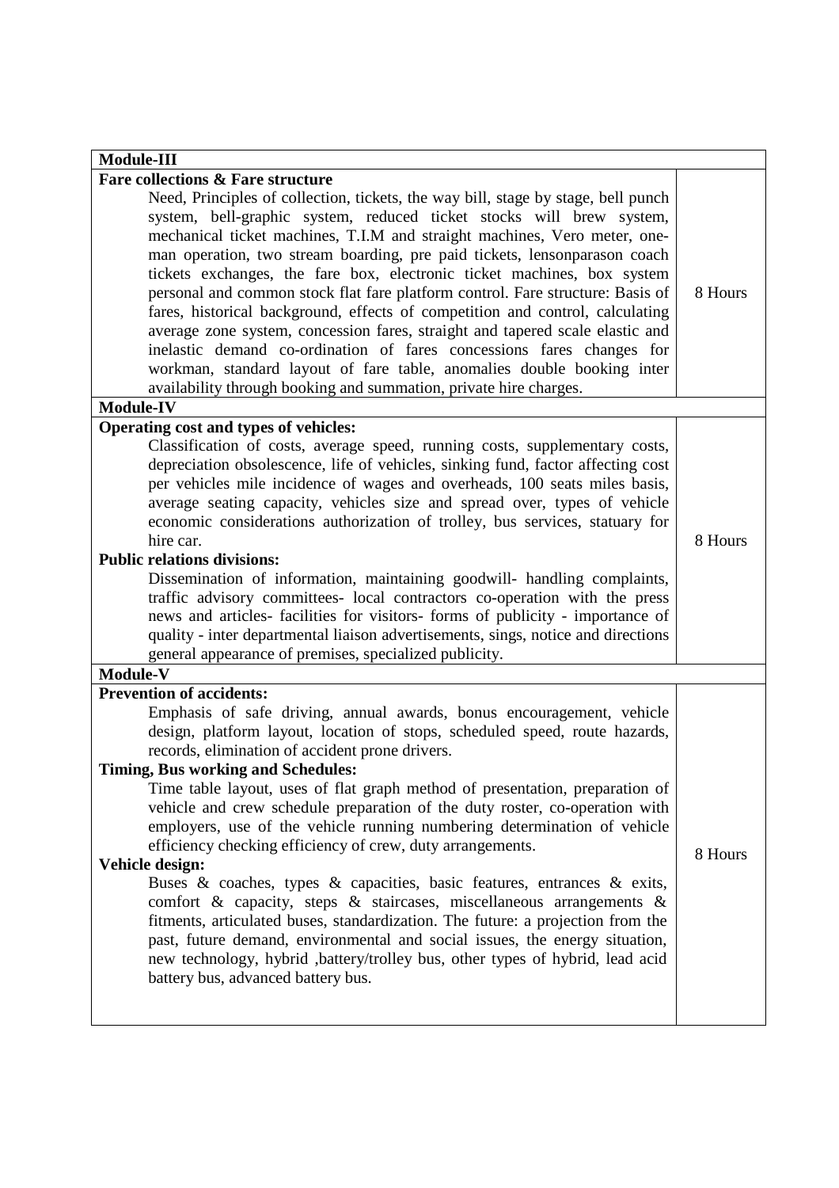| Module-III | |
| --- | --- |
| **Fare collections & Fare structure**<br>Need, Principles of collection, tickets, the way bill, stage by stage, bell punch system, bell-graphic system, reduced ticket stocks will brew system, mechanical ticket machines, T.I.M and straight machines, Vero meter, one-man operation, two stream boarding, pre paid tickets, lensonparason coach tickets exchanges, the fare box, electronic ticket machines, box system personal and common stock flat fare platform control. Fare structure: Basis of fares, historical background, effects of competition and control, calculating average zone system, concession fares, straight and tapered scale elastic and inelastic demand co-ordination of fares concessions fares changes for workman, standard layout of fare table, anomalies double booking inter availability through booking and summation, private hire charges. | 8 Hours |
| **Module-IV** | |
| **Operating cost and types of vehicles:**<br>Classification of costs, average speed, running costs, supplementary costs, depreciation obsolescence, life of vehicles, sinking fund, factor affecting cost per vehicles mile incidence of wages and overheads, 100 seats miles basis, average seating capacity, vehicles size and spread over, types of vehicle economic considerations authorization of trolley, bus services, statuary for hire car.<br>**Public relations divisions:**<br>Dissemination of information, maintaining goodwill- handling complaints, traffic advisory committees- local contractors co-operation with the press news and articles- facilities for visitors- forms of publicity - importance of quality - inter departmental liaison advertisements, sings, notice and directions general appearance of premises, specialized publicity. | 8 Hours |
| **Module-V** | |
| **Prevention of accidents:**<br>Emphasis of safe driving, annual awards, bonus encouragement, vehicle design, platform layout, location of stops, scheduled speed, route hazards, records, elimination of accident prone drivers.<br>**Timing, Bus working and Schedules:**<br>Time table layout, uses of flat graph method of presentation, preparation of vehicle and crew schedule preparation of the duty roster, co-operation with employers, use of the vehicle running numbering determination of vehicle efficiency checking efficiency of crew, duty arrangements.<br>**Vehicle design:**<br>Buses & coaches, types & capacities, basic features, entrances & exits, comfort & capacity, steps & staircases, miscellaneous arrangements & fitments, articulated buses, standardization. The future: a projection from the past, future demand, environmental and social issues, the energy situation, new technology, hybrid ,battery/trolley bus, other types of hybrid, lead acid battery bus, advanced battery bus. | 8 Hours |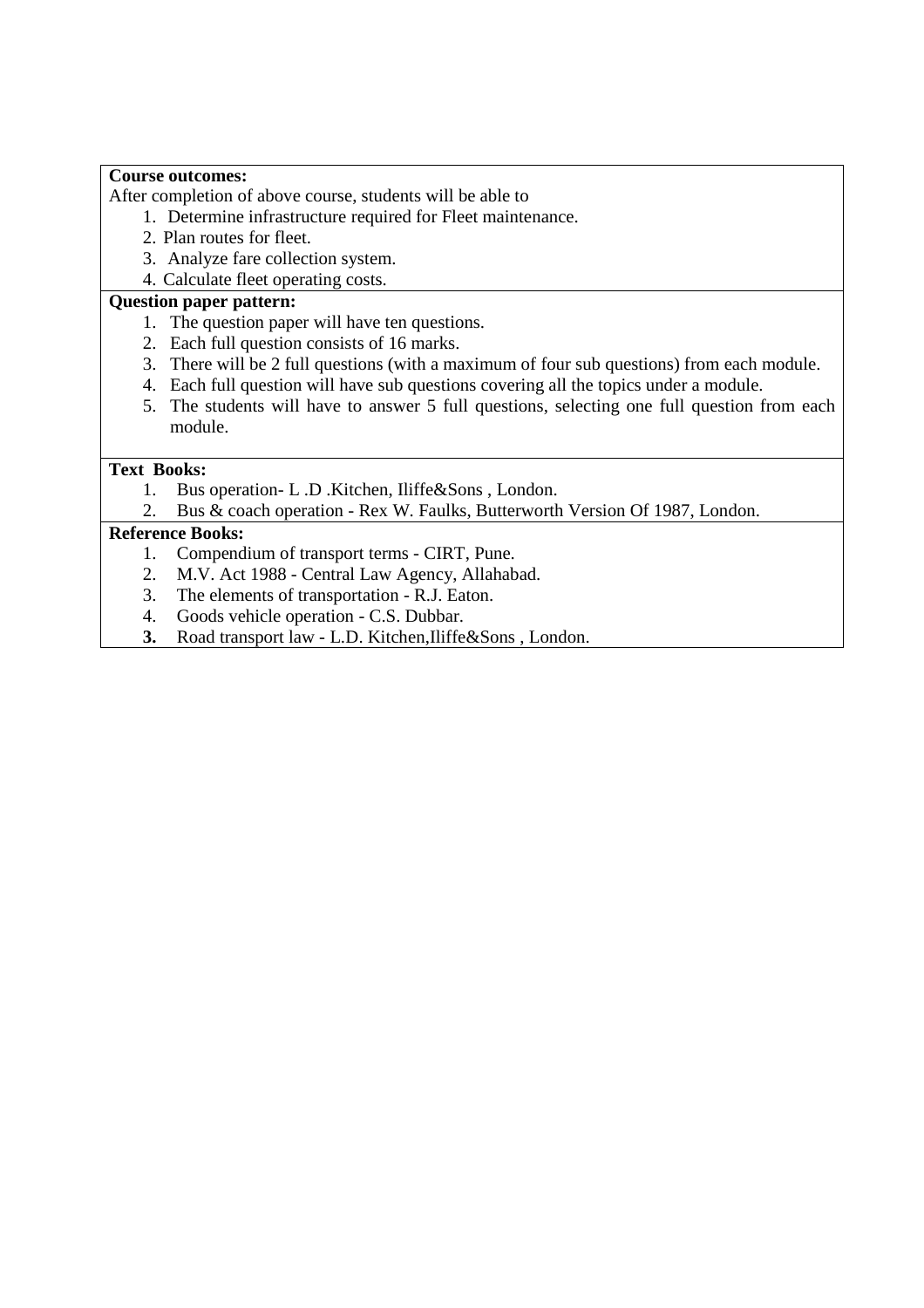**Course outcomes:**

After completion of above course, students will be able to

1. Determine infrastructure required for Fleet maintenance.
2. Plan routes for fleet.
3. Analyze fare collection system.
4. Calculate fleet operating costs.

**Question paper pattern:**

1. The question paper will have ten questions.
2. Each full question consists of 16 marks.
3. There will be 2 full questions (with a maximum of four sub questions) from each module.
4. Each full question will have sub questions covering all the topics under a module.
5. The students will have to answer 5 full questions, selecting one full question from each module.

**Text Books:**

1. Bus operation- L .D .Kitchen, Iliffe&Sons , London.
2. Bus & coach operation - Rex W. Faulks, Butterworth Version Of 1987, London.

**Reference Books:**

1. Compendium of transport terms - CIRT, Pune.
2. M.V. Act 1988 - Central Law Agency, Allahabad.
3. The elements of transportation - R.J. Eaton.
4. Goods vehicle operation - C.S. Dubbar.

**3.** Road transport law - L.D. Kitchen,Iliffe&Sons , London.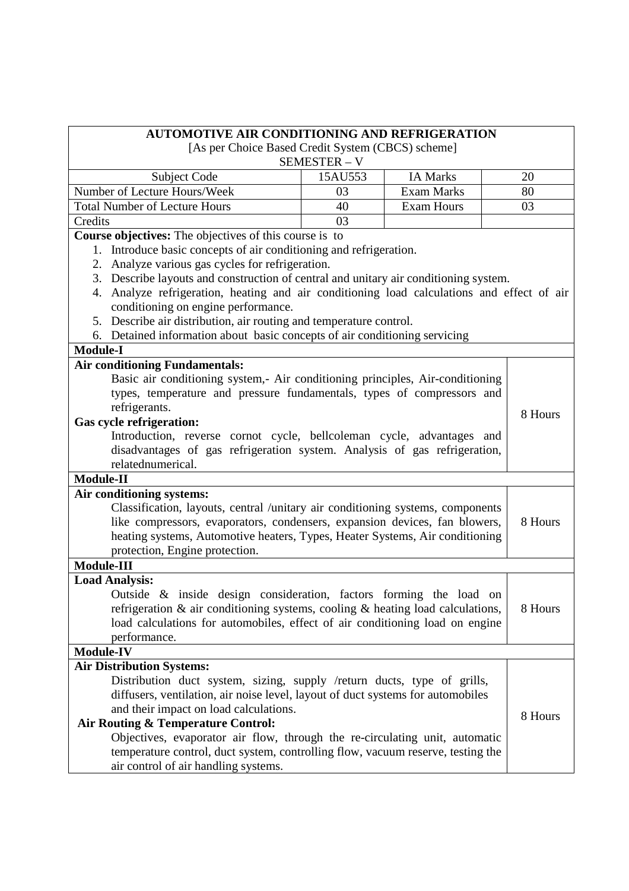# AUTOMOTIVE AIR CONDITIONING AND REFRIGERATION

[As per Choice Based Credit System (CBCS) scheme]

SEMESTER – V

| Subject Code | 15AU553 | IA Marks | 20 |
|---|---|---|---|
| Number of Lecture Hours/Week | 03 | Exam Marks | 80 |
| Total Number of Lecture Hours | 40 | Exam Hours | 03 |
| Credits | 03 | | |

**Course objectives:** The objectives of this course is to

1. Introduce basic concepts of air conditioning and refrigeration.
2. Analyze various gas cycles for refrigeration.
3. Describe layouts and construction of central and unitary air conditioning system.
4. Analyze refrigeration, heating and air conditioning load calculations and effect of air conditioning on engine performance.
5. Describe air distribution, air routing and temperature control.
6. Detained information about basic concepts of air conditioning servicing

## Module-I

| Content | Hours |
|---|---|
| **Air conditioning Fundamentals:** Basic air conditioning system,- Air conditioning principles, Air-conditioning types, temperature and pressure fundamentals, types of compressors and refrigerants. **Gas cycle refrigeration:** Introduction, reverse cornot cycle, bellcoleman cycle, advantages and disadvantages of gas refrigeration system. Analysis of gas refrigeration, relatednumerical. | 8 Hours |

## Module-II

| Content | Hours |
|---|---|
| **Air conditioning systems:** Classification, layouts, central /unitary air conditioning systems, components like compressors, evaporators, condensers, expansion devices, fan blowers, heating systems, Automotive heaters, Types, Heater Systems, Air conditioning protection, Engine protection. | 8 Hours |

## Module-III

| Content | Hours |
|---|---|
| **Load Analysis:** Outside & inside design consideration, factors forming the load on refrigeration & air conditioning systems, cooling & heating load calculations, load calculations for automobiles, effect of air conditioning load on engine performance. | 8 Hours |

## Module-IV

| Content | Hours |
|---|---|
| **Air Distribution Systems:** Distribution duct system, sizing, supply /return ducts, type of grills, diffusers, ventilation, air noise level, layout of duct systems for automobiles and their impact on load calculations. **Air Routing & Temperature Control:** Objectives, evaporator air flow, through the re-circulating unit, automatic temperature control, duct system, controlling flow, vacuum reserve, testing the air control of air handling systems. | 8 Hours |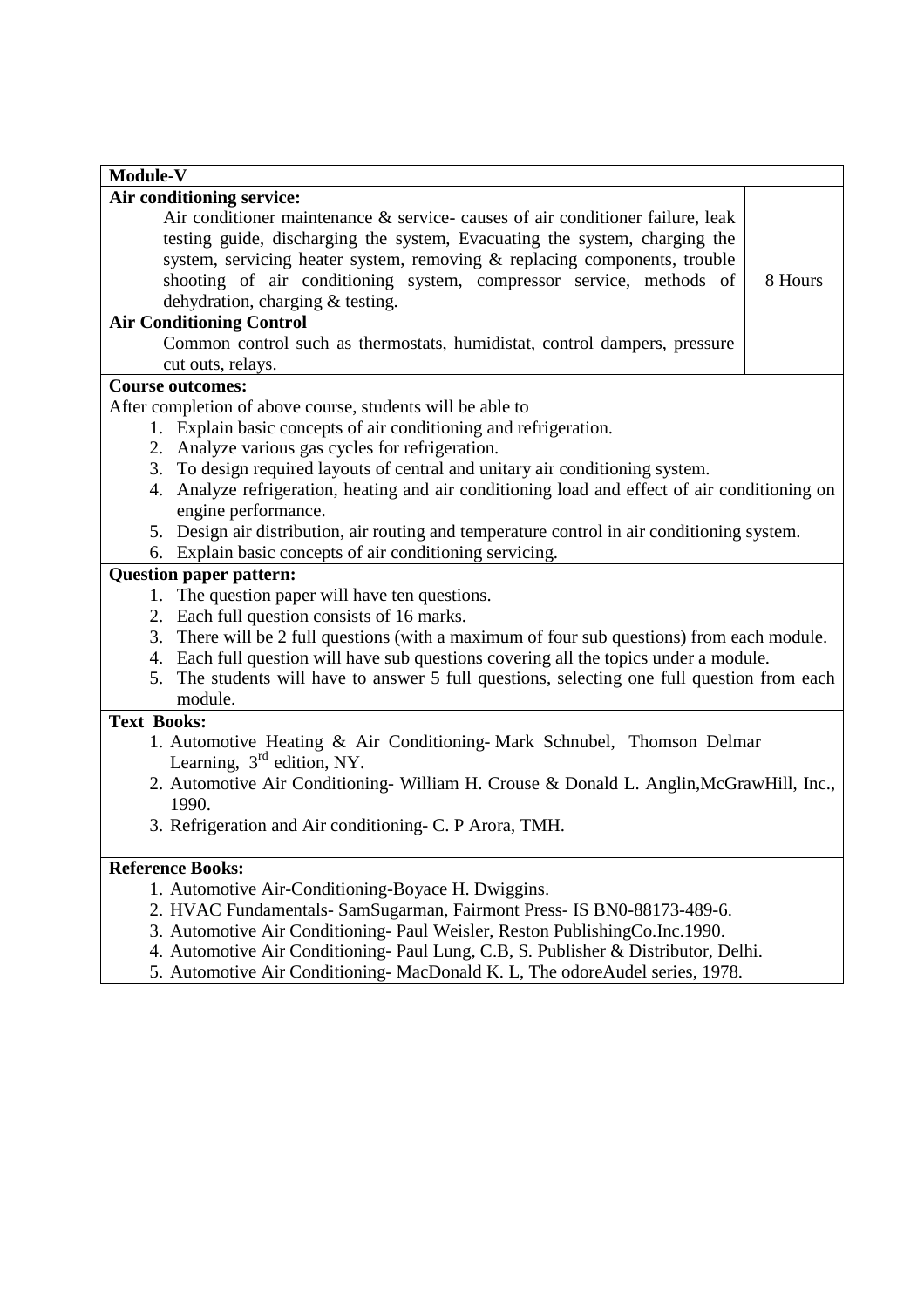| Module-V | |
|---|---|
| **Air conditioning service:**<br>Air conditioner maintenance & service- causes of air conditioner failure, leak testing guide, discharging the system, Evacuating the system, charging the system, servicing heater system, removing & replacing components, trouble shooting of air conditioning system, compressor service, methods of dehydration, charging & testing.<br>**Air Conditioning Control**<br>Common control such as thermostats, humidistat, control dampers, pressure cut outs, relays. | 8 Hours |

**Course outcomes:**

After completion of above course, students will be able to

1. Explain basic concepts of air conditioning and refrigeration.
2. Analyze various gas cycles for refrigeration.
3. To design required layouts of central and unitary air conditioning system.
4. Analyze refrigeration, heating and air conditioning load and effect of air conditioning on engine performance.
5. Design air distribution, air routing and temperature control in air conditioning system.
6. Explain basic concepts of air conditioning servicing.

**Question paper pattern:**

1. The question paper will have ten questions.
2. Each full question consists of 16 marks.
3. There will be 2 full questions (with a maximum of four sub questions) from each module.
4. Each full question will have sub questions covering all the topics under a module.
5. The students will have to answer 5 full questions, selecting one full question from each module.

**Text Books:**

1. Automotive Heating & Air Conditioning- Mark Schnubel, Thomson Delmar Learning, 3rd edition, NY.
2. Automotive Air Conditioning- William H. Crouse & Donald L. Anglin,McGrawHill, Inc., 1990.
3. Refrigeration and Air conditioning- C. P Arora, TMH.

**Reference Books:**

1. Automotive Air-Conditioning-Boyace H. Dwiggins.
2. HVAC Fundamentals- SamSugarman, Fairmont Press- IS BN0-88173-489-6.
3. Automotive Air Conditioning- Paul Weisler, Reston PublishingCo.Inc.1990.
4. Automotive Air Conditioning- Paul Lung, C.B, S. Publisher & Distributor, Delhi.
5. Automotive Air Conditioning- MacDonald K. L, The odoreAudel series, 1978.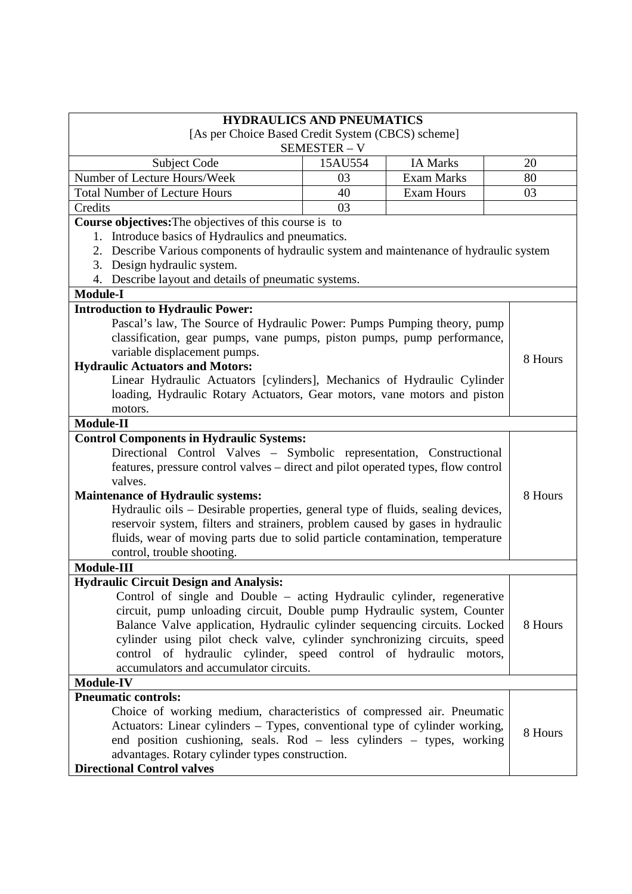## HYDRAULICS AND PNEUMATICS

[As per Choice Based Credit System (CBCS) scheme]

SEMESTER – V

| Subject Code | 15AU554 | IA Marks | 20 |
|---|---|---|---|
| Number of Lecture Hours/Week | 03 | Exam Marks | 80 |
| Total Number of Lecture Hours | 40 | Exam Hours | 03 |
| Credits | 03 | | |

**Course objectives:** The objectives of this course is to

1. Introduce basics of Hydraulics and pneumatics.
2. Describe Various components of hydraulic system and maintenance of hydraulic system
3. Design hydraulic system.
4. Describe layout and details of pneumatic systems.

### Module-I

| Content | Hours |
|---|---|
| **Introduction to Hydraulic Power:** Pascal's law, The Source of Hydraulic Power: Pumps Pumping theory, pump classification, gear pumps, vane pumps, piston pumps, pump performance, variable displacement pumps. **Hydraulic Actuators and Motors:** Linear Hydraulic Actuators [cylinders], Mechanics of Hydraulic Cylinder loading, Hydraulic Rotary Actuators, Gear motors, vane motors and piston motors. | 8 Hours |

### Module-II

| Content | Hours |
|---|---|
| **Control Components in Hydraulic Systems:** Directional Control Valves – Symbolic representation, Constructional features, pressure control valves – direct and pilot operated types, flow control valves. **Maintenance of Hydraulic systems:** Hydraulic oils – Desirable properties, general type of fluids, sealing devices, reservoir system, filters and strainers, problem caused by gases in hydraulic fluids, wear of moving parts due to solid particle contamination, temperature control, trouble shooting. | 8 Hours |

### Module-III

| Content | Hours |
|---|---|
| **Hydraulic Circuit Design and Analysis:** Control of single and Double – acting Hydraulic cylinder, regenerative circuit, pump unloading circuit, Double pump Hydraulic system, Counter Balance Valve application, Hydraulic cylinder sequencing circuits. Locked cylinder using pilot check valve, cylinder synchronizing circuits, speed control of hydraulic cylinder, speed control of hydraulic motors, accumulators and accumulator circuits. | 8 Hours |

### Module-IV

| Content | Hours |
|---|---|
| **Pneumatic controls:** Choice of working medium, characteristics of compressed air. Pneumatic Actuators: Linear cylinders – Types, conventional type of cylinder working, end position cushioning, seals. Rod – less cylinders – types, working advantages. Rotary cylinder types construction. **Directional Control valves** | 8 Hours |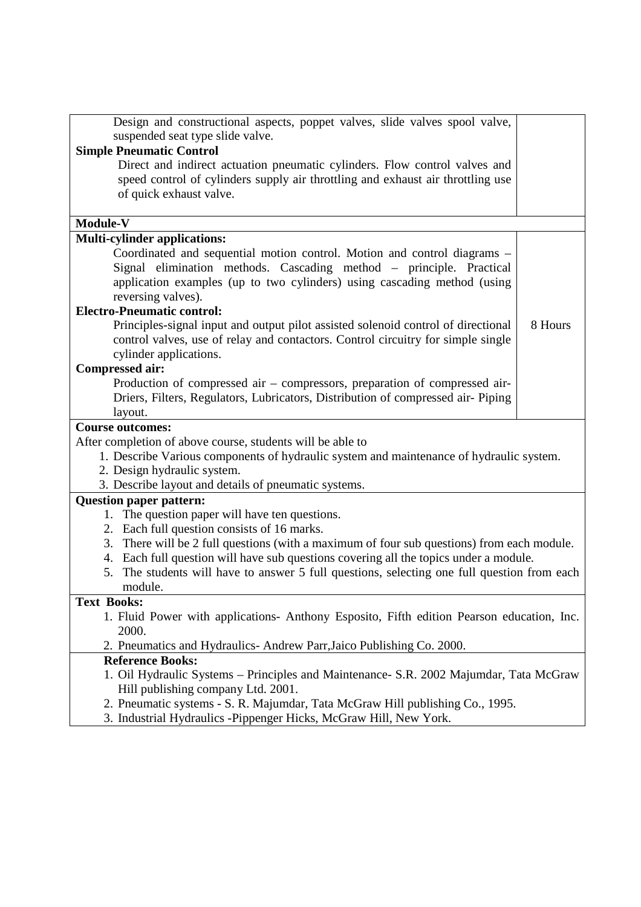| | |
|---|---|
| Design and constructional aspects, poppet valves, slide valves spool valve, suspended seat type slide valve.<br>**Simple Pneumatic Control**<br>Direct and indirect actuation pneumatic cylinders. Flow control valves and speed control of cylinders supply air throttling and exhaust air throttling use of quick exhaust valve. | |

**Module-V**

| | |
|---|---|
| **Multi-cylinder applications:**<br>Coordinated and sequential motion control. Motion and control diagrams – Signal elimination methods. Cascading method – principle. Practical application examples (up to two cylinders) using cascading method (using reversing valves).<br>**Electro-Pneumatic control:**<br>Principles-signal input and output pilot assisted solenoid control of directional control valves, use of relay and contactors. Control circuitry for simple single cylinder applications.<br>**Compressed air:**<br>Production of compressed air – compressors, preparation of compressed air- Driers, Filters, Regulators, Lubricators, Distribution of compressed air- Piping layout. | 8 Hours |

**Course outcomes:**

After completion of above course, students will be able to

1. Describe Various components of hydraulic system and maintenance of hydraulic system.
2. Design hydraulic system.
3. Describe layout and details of pneumatic systems.

**Question paper pattern:**

1. The question paper will have ten questions.
2. Each full question consists of 16 marks.
3. There will be 2 full questions (with a maximum of four sub questions) from each module.
4. Each full question will have sub questions covering all the topics under a module.
5. The students will have to answer 5 full questions, selecting one full question from each module.

**Text Books:**

1. Fluid Power with applications- Anthony Esposito, Fifth edition Pearson education, Inc. 2000.
2. Pneumatics and Hydraulics- Andrew Parr,Jaico Publishing Co. 2000.

**Reference Books:**

1. Oil Hydraulic Systems – Principles and Maintenance- S.R. 2002 Majumdar, Tata McGraw Hill publishing company Ltd. 2001.
2. Pneumatic systems - S. R. Majumdar, Tata McGraw Hill publishing Co., 1995.
3. Industrial Hydraulics -Pippenger Hicks, McGraw Hill, New York.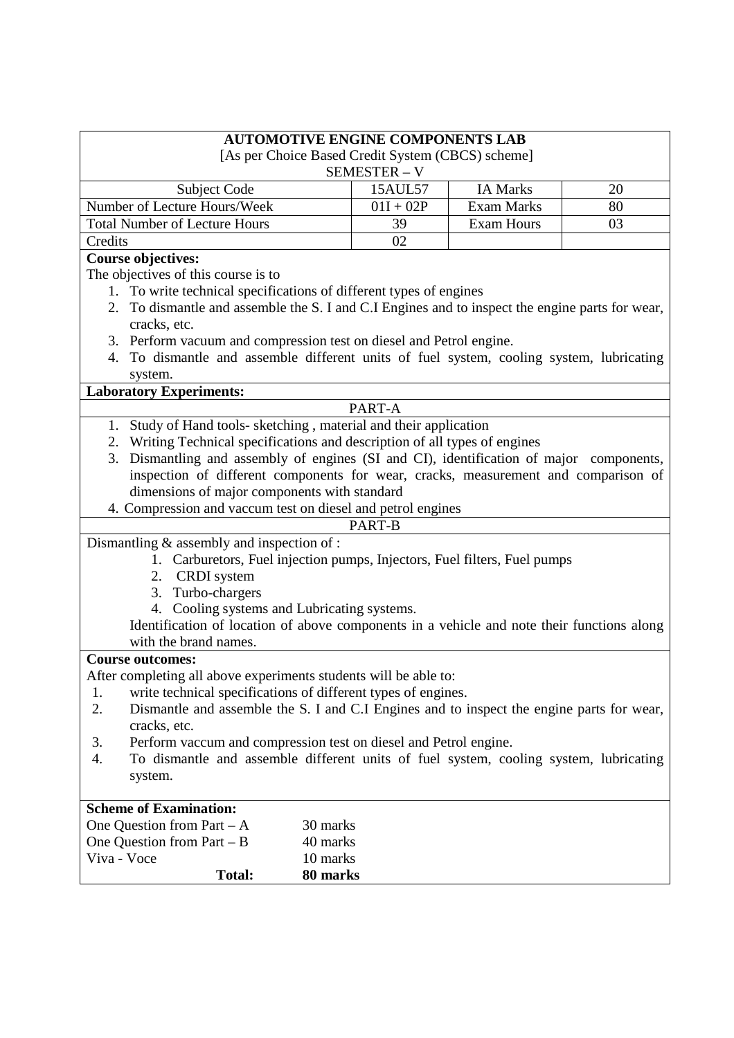## AUTOMOTIVE ENGINE COMPONENTS LAB

[As per Choice Based Credit System (CBCS) scheme]

SEMESTER – V

| Subject Code | 15AUL57 | IA Marks | 20 |
|---|---|---|---|
| Number of Lecture Hours/Week | 01I + 02P | Exam Marks | 80 |
| Total Number of Lecture Hours | 39 | Exam Hours | 03 |
| Credits | 02 | | |

**Course objectives:**

The objectives of this course is to

1. To write technical specifications of different types of engines
2. To dismantle and assemble the S. I and C.I Engines and to inspect the engine parts for wear, cracks, etc.
3. Perform vacuum and compression test on diesel and Petrol engine.
4. To dismantle and assemble different units of fuel system, cooling system, lubricating system.

**Laboratory Experiments:**

PART-A

1. Study of Hand tools- sketching , material and their application
2. Writing Technical specifications and description of all types of engines
3. Dismantling and assembly of engines (SI and CI), identification of major components, inspection of different components for wear, cracks, measurement and comparison of dimensions of major components with standard
4. Compression and vaccum test on diesel and petrol engines

PART-B

Dismantling & assembly and inspection of :

1. Carburetors, Fuel injection pumps, Injectors, Fuel filters, Fuel pumps
2. CRDI system
3. Turbo-chargers
4. Cooling systems and Lubricating systems.

Identification of location of above components in a vehicle and note their functions along with the brand names.

**Course outcomes:**

After completing all above experiments students will be able to:

1. write technical specifications of different types of engines.
2. Dismantle and assemble the S. I and C.I Engines and to inspect the engine parts for wear, cracks, etc.
3. Perform vaccum and compression test on diesel and Petrol engine.
4. To dismantle and assemble different units of fuel system, cooling system, lubricating system.

**Scheme of Examination:**

| | |
|---|---|
| One Question from Part – A | 30 marks |
| One Question from Part – B | 40 marks |
| Viva - Voce | 10 marks |
| **Total:** | **80 marks** |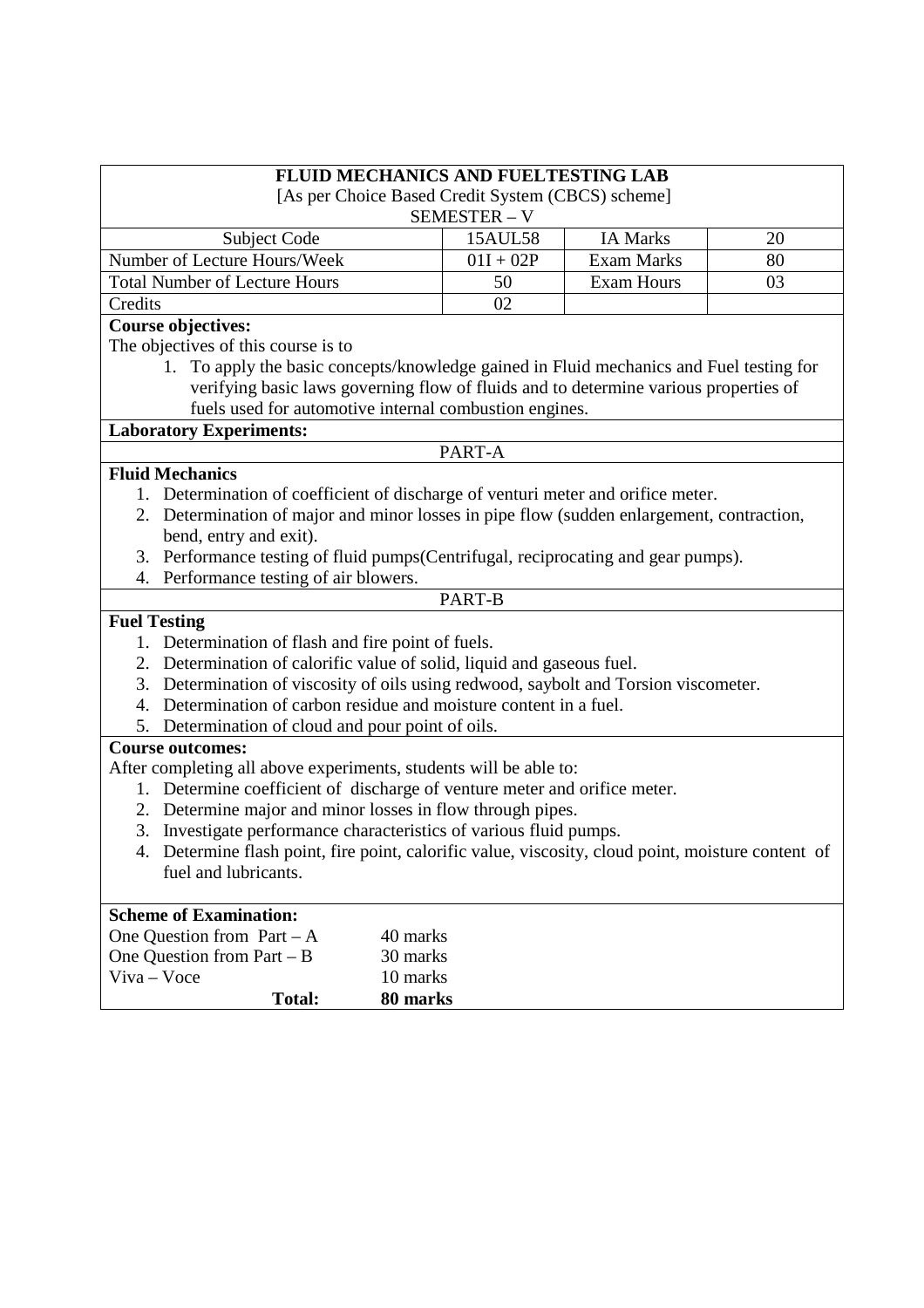## FLUID MECHANICS AND FUELTESTING LAB

[As per Choice Based Credit System (CBCS) scheme]

SEMESTER – V

| | | | |
|---|---|---|---|
| Subject Code | 15AUL58 | IA Marks | 20 |
| Number of Lecture Hours/Week | 01I + 02P | Exam Marks | 80 |
| Total Number of Lecture Hours | 50 | Exam Hours | 03 |
| Credits | 02 | | |

**Course objectives:**

The objectives of this course is to

1. To apply the basic concepts/knowledge gained in Fluid mechanics and Fuel testing for verifying basic laws governing flow of fluids and to determine various properties of fuels used for automotive internal combustion engines.

**Laboratory Experiments:**

PART-A

**Fluid Mechanics**

1. Determination of coefficient of discharge of venturi meter and orifice meter.
2. Determination of major and minor losses in pipe flow (sudden enlargement, contraction, bend, entry and exit).
3. Performance testing of fluid pumps(Centrifugal, reciprocating and gear pumps).
4. Performance testing of air blowers.

PART-B

**Fuel Testing**

1. Determination of flash and fire point of fuels.
2. Determination of calorific value of solid, liquid and gaseous fuel.
3. Determination of viscosity of oils using redwood, saybolt and Torsion viscometer.
4. Determination of carbon residue and moisture content in a fuel.
5. Determination of cloud and pour point of oils.

**Course outcomes:**

After completing all above experiments, students will be able to:

1. Determine coefficient of discharge of venture meter and orifice meter.
2. Determine major and minor losses in flow through pipes.
3. Investigate performance characteristics of various fluid pumps.
4. Determine flash point, fire point, calorific value, viscosity, cloud point, moisture content of fuel and lubricants.

**Scheme of Examination:**

| | |
|---|---|
| One Question from Part – A | 40 marks |
| One Question from Part – B | 30 marks |
| Viva – Voce | 10 marks |
| **Total:** | **80 marks** |